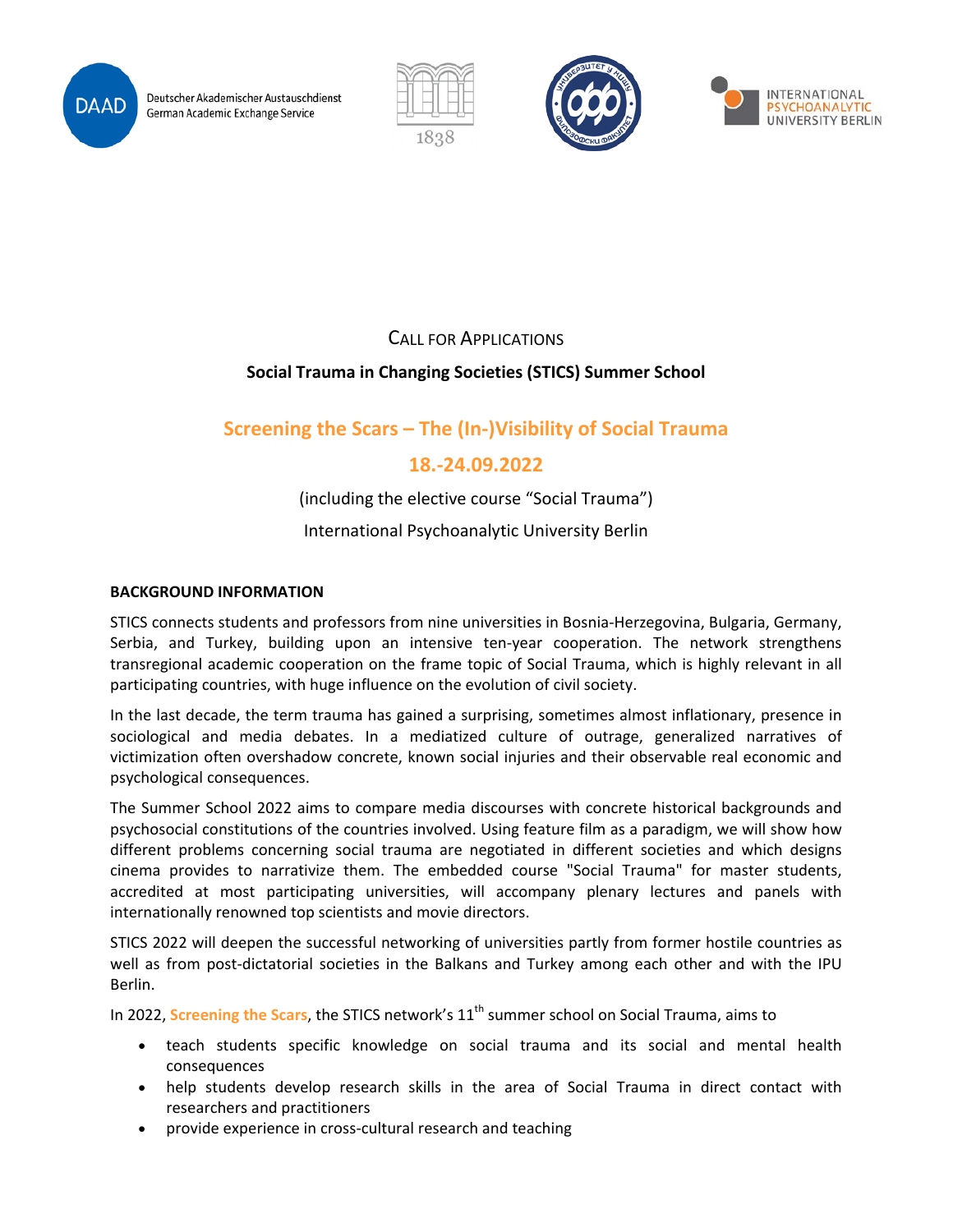Deutscher Akademischer Austauschdienst
German Academic Exchange Service

INTERNATIONAL PSYCHOANALYTIC UNIVERSITY BERLIN

# Call for Applications

## Social Trauma in Changing Societies (STICS) Summer School

## Screening the Scars – The (In-)Visibility of Social Trauma

## 18.-24.09.2022

(including the elective course "Social Trauma")

International Psychoanalytic University Berlin

### BACKGROUND INFORMATION

STICS connects students and professors from nine universities in Bosnia-Herzegovina, Bulgaria, Germany, Serbia, and Turkey, building upon an intensive ten-year cooperation. The network strengthens transregional academic cooperation on the frame topic of Social Trauma, which is highly relevant in all participating countries, with huge influence on the evolution of civil society.

In the last decade, the term trauma has gained a surprising, sometimes almost inflationary, presence in sociological and media debates. In a mediatized culture of outrage, generalized narratives of victimization often overshadow concrete, known social injuries and their observable real economic and psychological consequences.

The Summer School 2022 aims to compare media discourses with concrete historical backgrounds and psychosocial constitutions of the countries involved. Using feature film as a paradigm, we will show how different problems concerning social trauma are negotiated in different societies and which designs cinema provides to narrativize them. The embedded course "Social Trauma" for master students, accredited at most participating universities, will accompany plenary lectures and panels with internationally renowned top scientists and movie directors.

STICS 2022 will deepen the successful networking of universities partly from former hostile countries as well as from post-dictatorial societies in the Balkans and Turkey among each other and with the IPU Berlin.

In 2022, **Screening the Scars**, the STICS network's 11th summer school on Social Trauma, aims to

- teach students specific knowledge on social trauma and its social and mental health consequences
- help students develop research skills in the area of Social Trauma in direct contact with researchers and practitioners
- provide experience in cross-cultural research and teaching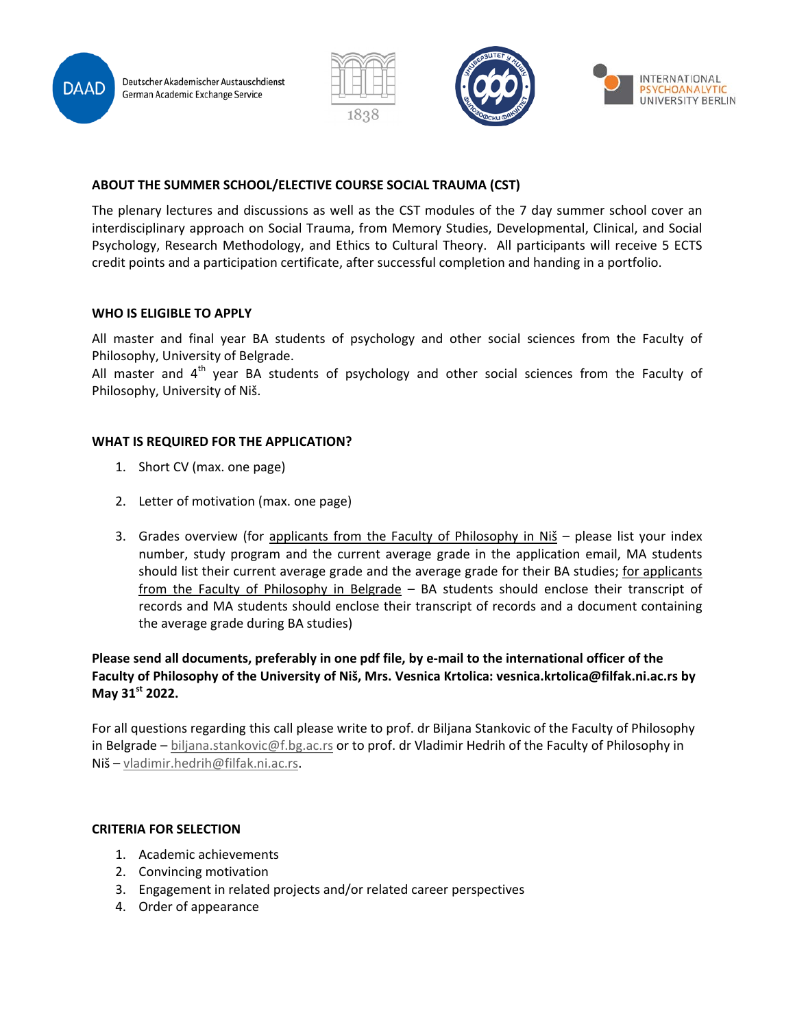DAAD Deutscher Akademischer Austauschdienst German Academic Exchange Service

1838

INTERNATIONAL PSYCHOANALYTIC UNIVERSITY BERLIN

## ABOUT THE SUMMER SCHOOL/ELECTIVE COURSE SOCIAL TRAUMA (CST)

The plenary lectures and discussions as well as the CST modules of the 7 day summer school cover an interdisciplinary approach on Social Trauma, from Memory Studies, Developmental, Clinical, and Social Psychology, Research Methodology, and Ethics to Cultural Theory. All participants will receive 5 ECTS credit points and a participation certificate, after successful completion and handing in a portfolio.

## WHO IS ELIGIBLE TO APPLY

All master and final year BA students of psychology and other social sciences from the Faculty of Philosophy, University of Belgrade.

All master and 4th year BA students of psychology and other social sciences from the Faculty of Philosophy, University of Niš.

## WHAT IS REQUIRED FOR THE APPLICATION?

1. Short CV (max. one page)
2. Letter of motivation (max. one page)
3. Grades overview (for applicants from the Faculty of Philosophy in Niš – please list your index number, study program and the current average grade in the application email, MA students should list their current average grade and the average grade for their BA studies; for applicants from the Faculty of Philosophy in Belgrade – BA students should enclose their transcript of records and MA students should enclose their transcript of records and a document containing the average grade during BA studies)

**Please send all documents, preferably in one pdf file, by e-mail to the international officer of the Faculty of Philosophy of the University of Niš, Mrs. Vesnica Krtolica: vesnica.krtolica@filfak.ni.ac.rs by May 31st 2022.**

For all questions regarding this call please write to prof. dr Biljana Stankovic of the Faculty of Philosophy in Belgrade – biljana.stankovic@f.bg.ac.rs or to prof. dr Vladimir Hedrih of the Faculty of Philosophy in Niš – vladimir.hedrih@filfak.ni.ac.rs.

## CRITERIA FOR SELECTION

1. Academic achievements
2. Convincing motivation
3. Engagement in related projects and/or related career perspectives
4. Order of appearance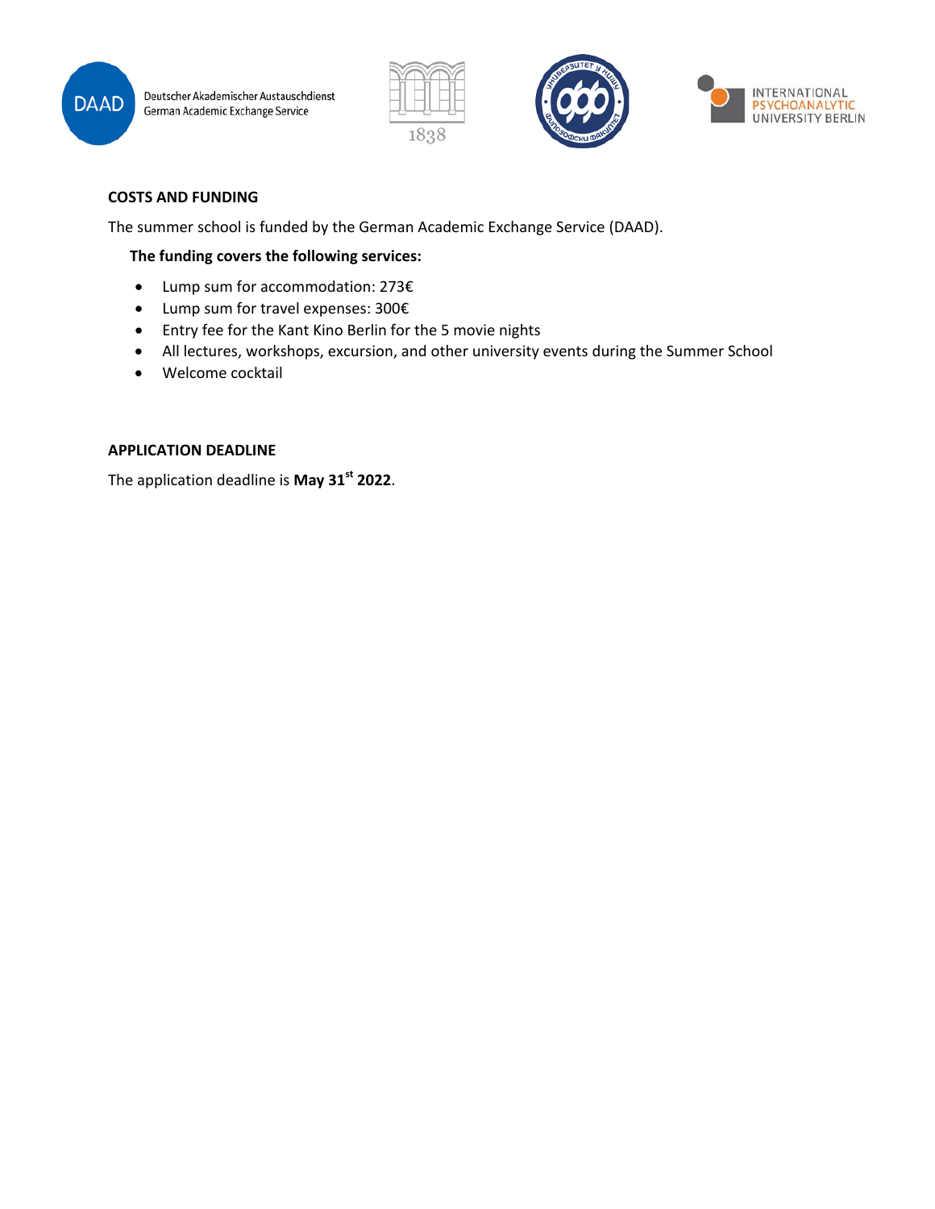## COSTS AND FUNDING

The summer school is funded by the German Academic Exchange Service (DAAD).

**The funding covers the following services:**

- Lump sum for accommodation: 273€
- Lump sum for travel expenses: 300€
- Entry fee for the Kant Kino Berlin for the 5 movie nights
- All lectures, workshops, excursion, and other university events during the Summer School
- Welcome cocktail

## APPLICATION DEADLINE

The application deadline is **May 31st 2022**.